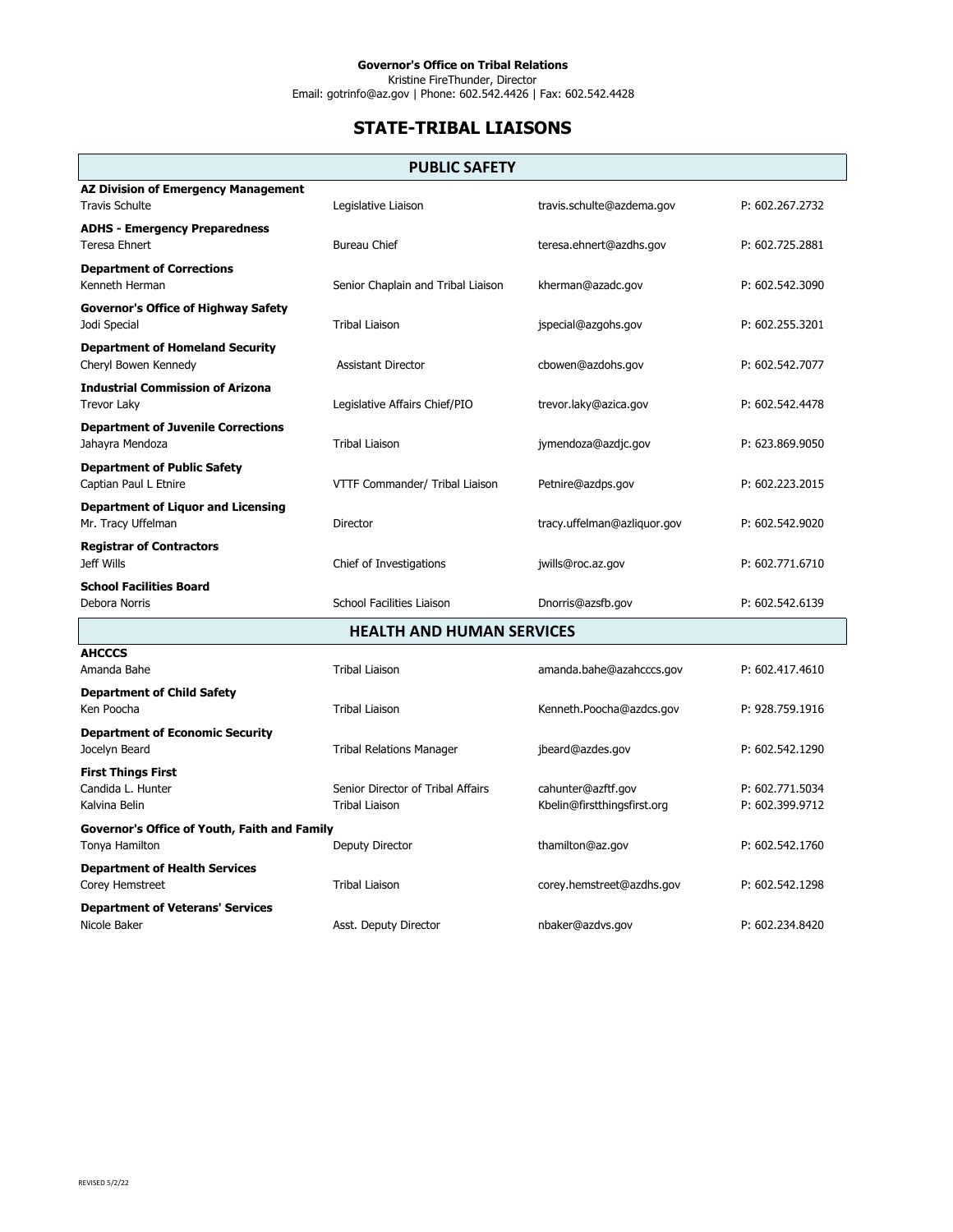**Governor's Office on Tribal Relations**
Kristine FireThunder, Director
Email: gotrinfo@az.gov | Phone: 602.542.4426 | Fax: 602.542.4428

# STATE-TRIBAL LIAISONS

## PUBLIC SAFETY

| Agency / Name | Title | Email | Phone |
|---|---|---|---|
| **AZ Division of Emergency Management** | | | |
| Travis Schulte | Legislative Liaison | travis.schulte@azdema.gov | P: 602.267.2732 |
| **ADHS - Emergency Preparedness** | | | |
| Teresa Ehnert | Bureau Chief | teresa.ehnert@azdhs.gov | P: 602.725.2881 |
| **Department of Corrections** | | | |
| Kenneth Herman | Senior Chaplain and Tribal Liaison | kherman@azadc.gov | P: 602.542.3090 |
| **Governor's Office of Highway Safety** | | | |
| Jodi Special | Tribal Liaison | jspecial@azgohs.gov | P: 602.255.3201 |
| **Department of Homeland Security** | | | |
| Cheryl Bowen Kennedy | Assistant Director | cbowen@azdohs.gov | P: 602.542.7077 |
| **Industrial Commission of Arizona** | | | |
| Trevor Laky | Legislative Affairs Chief/PIO | trevor.laky@azica.gov | P: 602.542.4478 |
| **Department of Juvenile Corrections** | | | |
| Jahayra Mendoza | Tribal Liaison | jymendoza@azdjc.gov | P: 623.869.9050 |
| **Department of Public Safety** | | | |
| Captian Paul L Etnire | VTTF Commander/ Tribal Liaison | Petnire@azdps.gov | P: 602.223.2015 |
| **Department of Liquor and Licensing** | | | |
| Mr. Tracy Uffelman | Director | tracy.uffelman@azliquor.gov | P: 602.542.9020 |
| **Registrar of Contractors** | | | |
| Jeff Wills | Chief of Investigations | jwills@roc.az.gov | P: 602.771.6710 |
| **School Facilities Board** | | | |
| Debora Norris | School Facilities Liaison | Dnorris@azsfb.gov | P: 602.542.6139 |

## HEALTH AND HUMAN SERVICES

| Agency / Name | Title | Email | Phone |
|---|---|---|---|
| **AHCCCS** | | | |
| Amanda Bahe | Tribal Liaison | amanda.bahe@azahcccs.gov | P: 602.417.4610 |
| **Department of Child Safety** | | | |
| Ken Poocha | Tribal Liaison | Kenneth.Poocha@azdcs.gov | P: 928.759.1916 |
| **Department of Economic Security** | | | |
| Jocelyn Beard | Tribal Relations Manager | jbeard@azdes.gov | P: 602.542.1290 |
| **First Things First** | | | |
| Candida L. Hunter | Senior Director of Tribal Affairs | cahunter@azftf.gov | P: 602.771.5034 |
| Kalvina Belin | Tribal Liaison | Kbelin@firstthingsfirst.org | P: 602.399.9712 |
| **Governor's Office of Youth, Faith and Family** | | | |
| Tonya Hamilton | Deputy Director | thamilton@az.gov | P: 602.542.1760 |
| **Department of Health Services** | | | |
| Corey Hemstreet | Tribal Liaison | corey.hemstreet@azdhs.gov | P: 602.542.1298 |
| **Department of Veterans' Services** | | | |
| Nicole Baker | Asst. Deputy Director | nbaker@azdvs.gov | P: 602.234.8420 |

REVISED 5/2/22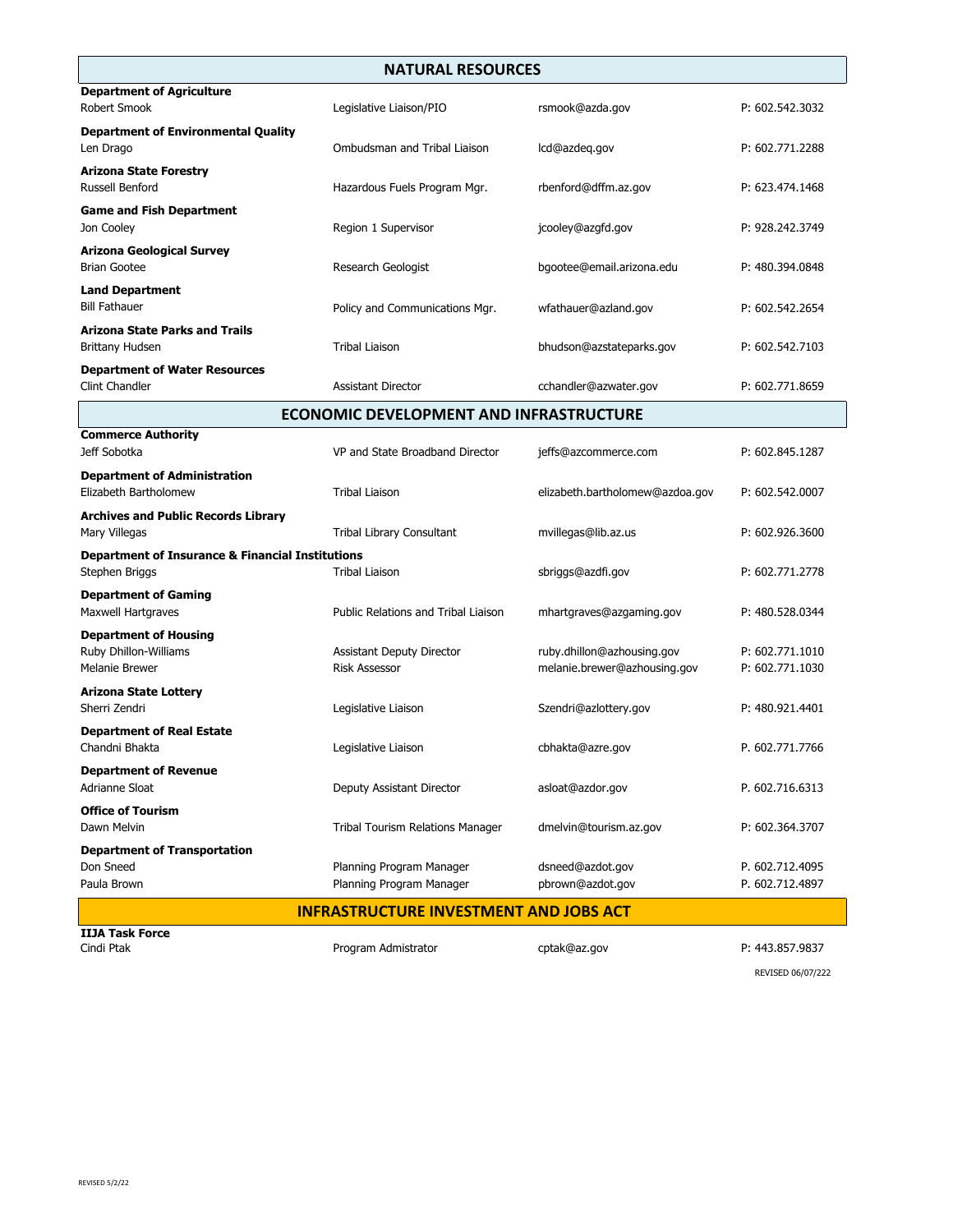## NATURAL RESOURCES

| | | | |
|---|---|---|---|
| **Department of Agriculture** | | | |
| Robert Smook | Legislative Liaison/PIO | rsmook@azda.gov | P: 602.542.3032 |
| **Department of Environmental Quality** | | | |
| Len Drago | Ombudsman and Tribal Liaison | lcd@azdeq.gov | P: 602.771.2288 |
| **Arizona State Forestry** | | | |
| Russell Benford | Hazardous Fuels Program Mgr. | rbenford@dffm.az.gov | P: 623.474.1468 |
| **Game and Fish Department** | | | |
| Jon Cooley | Region 1 Supervisor | jcooley@azgfd.gov | P: 928.242.3749 |
| **Arizona Geological Survey** | | | |
| Brian Gootee | Research Geologist | bgootee@email.arizona.edu | P: 480.394.0848 |
| **Land Department** | | | |
| Bill Fathauer | Policy and Communications Mgr. | wfathauer@azland.gov | P: 602.542.2654 |
| **Arizona State Parks and Trails** | | | |
| Brittany Hudsen | Tribal Liaison | bhudson@azstateparks.gov | P: 602.542.7103 |
| **Department of Water Resources** | | | |
| Clint Chandler | Assistant Director | cchandler@azwater.gov | P: 602.771.8659 |

## ECONOMIC DEVELOPMENT AND INFRASTRUCTURE

| | | | |
|---|---|---|---|
| **Commerce Authority** | | | |
| Jeff Sobotka | VP and State Broadband Director | jeffs@azcommerce.com | P: 602.845.1287 |
| **Department of Administration** | | | |
| Elizabeth Bartholomew | Tribal Liaison | elizabeth.bartholomew@azdoa.gov | P: 602.542.0007 |
| **Archives and Public Records Library** | | | |
| Mary Villegas | Tribal Library Consultant | mvillegas@lib.az.us | P: 602.926.3600 |
| **Department of Insurance & Financial Institutions** | | | |
| Stephen Briggs | Tribal Liaison | sbriggs@azdfi.gov | P: 602.771.2778 |
| **Department of Gaming** | | | |
| Maxwell Hartgraves | Public Relations and Tribal Liaison | mhartgraves@azgaming.gov | P: 480.528.0344 |
| **Department of Housing** | | | |
| Ruby Dhillon-Williams | Assistant Deputy Director | ruby.dhillon@azhousing.gov | P: 602.771.1010 |
| Melanie Brewer | Risk Assessor | melanie.brewer@azhousing.gov | P: 602.771.1030 |
| **Arizona State Lottery** | | | |
| Sherri Zendri | Legislative Liaison | Szendri@azlottery.gov | P: 480.921.4401 |
| **Department of Real Estate** | | | |
| Chandni Bhakta | Legislative Liaison | cbhakta@azre.gov | P. 602.771.7766 |
| **Department of Revenue** | | | |
| Adrianne Sloat | Deputy Assistant Director | asloat@azdor.gov | P. 602.716.6313 |
| **Office of Tourism** | | | |
| Dawn Melvin | Tribal Tourism Relations Manager | dmelvin@tourism.az.gov | P: 602.364.3707 |
| **Department of Transportation** | | | |
| Don Sneed | Planning Program Manager | dsneed@azdot.gov | P. 602.712.4095 |
| Paula Brown | Planning Program Manager | pbrown@azdot.gov | P. 602.712.4897 |

## INFRASTRUCTURE INVESTMENT AND JOBS ACT

| | | | |
|---|---|---|---|
| **IIJA Task Force** | | | |
| Cindi Ptak | Program Admistrator | cptak@az.gov | P: 443.857.9837 |

REVISED 06/07/222

REVISED 5/2/22